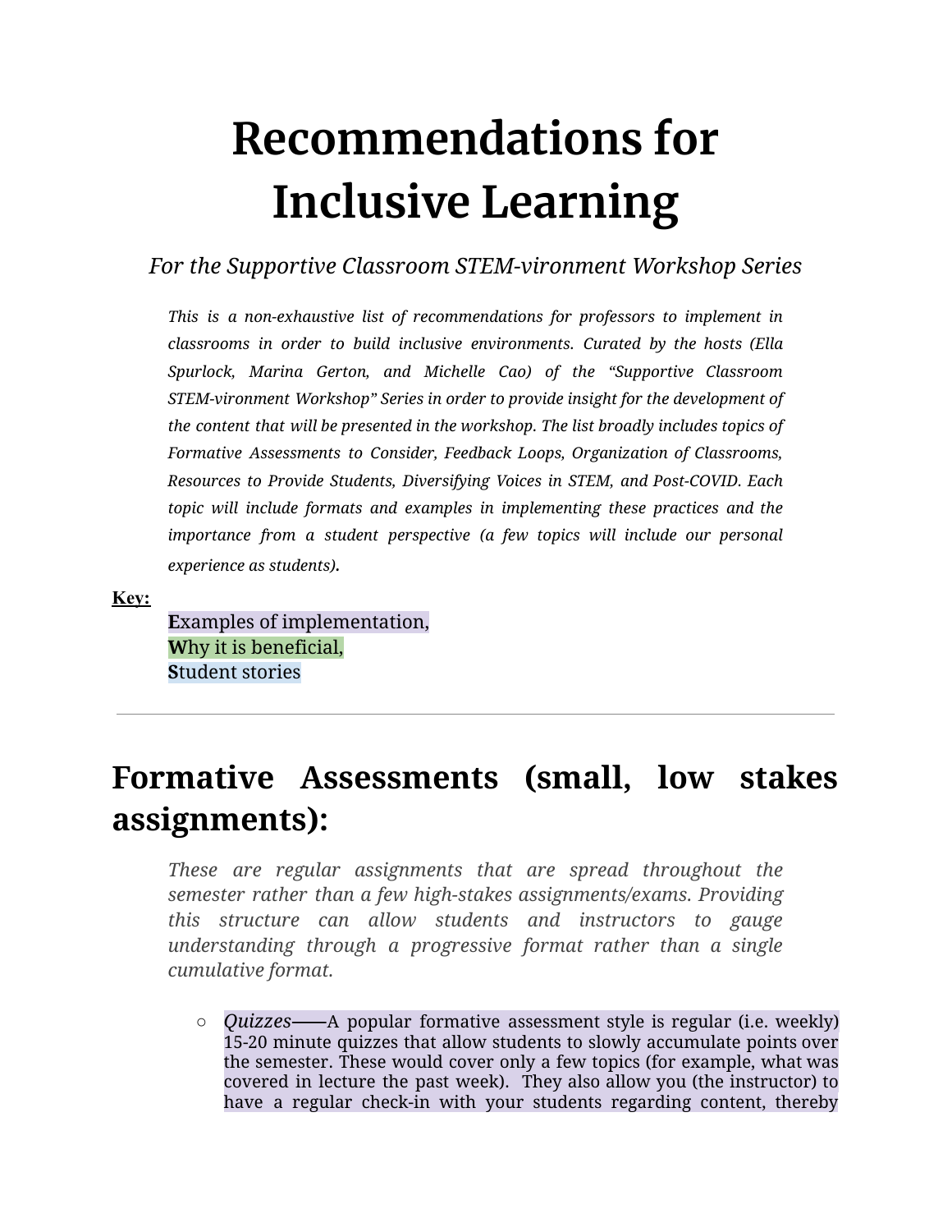# Recommendations for Inclusive Learning

*For the Supportive Classroom STEM-vironment Workshop Series*

*This is a non-exhaustive list of recommendations for professors to implement in classrooms in order to build inclusive environments. Curated by the hosts (Ella Spurlock, Marina Gerton, and Michelle Cao) of the "Supportive Classroom STEM-vironment Workshop" Series in order to provide insight for the development of the content that will be presented in the workshop. The list broadly includes topics of Formative Assessments to Consider, Feedback Loops, Organization of Classrooms, Resources to Provide Students, Diversifying Voices in STEM, and Post-COVID. Each topic will include formats and examples in implementing these practices and the importance from a student perspective (a few topics will include our personal experience as students).*

**Key:**

**E**xamples of implementation,
**W**hy it is beneficial,
**S**tudent stories

---

## Formative Assessments (small, low stakes assignments):

*These are regular assignments that are spread throughout the semester rather than a few high-stakes assignments/exams. Providing this structure can allow students and instructors to gauge understanding through a progressive format rather than a single cumulative format.*

- *Quizzes*——A popular formative assessment style is regular (i.e. weekly) 15-20 minute quizzes that allow students to slowly accumulate points over the semester. These would cover only a few topics (for example, what was covered in lecture the past week). They also allow you (the instructor) to have a regular check-in with your students regarding content, thereby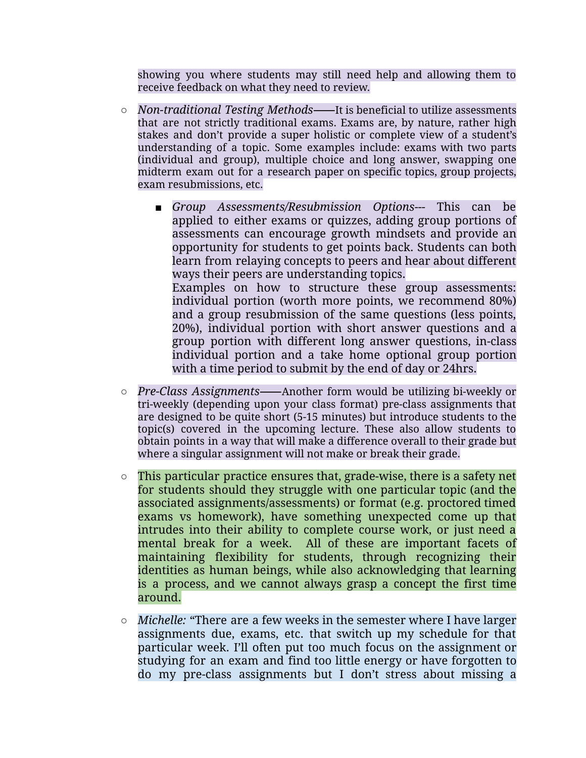showing you where students may still need help and allowing them to receive feedback on what they need to review.

- *Non-traditional Testing Methods*——It is beneficial to utilize assessments that are not strictly traditional exams. Exams are, by nature, rather high stakes and don't provide a super holistic or complete view of a student's understanding of a topic. Some examples include: exams with two parts (individual and group), multiple choice and long answer, swapping one midterm exam out for a research paper on specific topics, group projects, exam resubmissions, etc.
    - *Group Assessments/Resubmission Options*--- This can be applied to either exams or quizzes, adding group portions of assessments can encourage growth mindsets and provide an opportunity for students to get points back. Students can both learn from relaying concepts to peers and hear about different ways their peers are understanding topics.
      Examples on how to structure these group assessments: individual portion (worth more points, we recommend 80%) and a group resubmission of the same questions (less points, 20%), individual portion with short answer questions and a group portion with different long answer questions, in-class individual portion and a take home optional group portion with a time period to submit by the end of day or 24hrs.
- *Pre-Class Assignments*——Another form would be utilizing bi-weekly or tri-weekly (depending upon your class format) pre-class assignments that are designed to be quite short (5-15 minutes) but introduce students to the topic(s) covered in the upcoming lecture. These also allow students to obtain points in a way that will make a difference overall to their grade but where a singular assignment will not make or break their grade.
- This particular practice ensures that, grade-wise, there is a safety net for students should they struggle with one particular topic (and the associated assignments/assessments) or format (e.g. proctored timed exams vs homework), have something unexpected come up that intrudes into their ability to complete course work, or just need a mental break for a week. All of these are important facets of maintaining flexibility for students, through recognizing their identities as human beings, while also acknowledging that learning is a process, and we cannot always grasp a concept the first time around.
- *Michelle:* "There are a few weeks in the semester where I have larger assignments due, exams, etc. that switch up my schedule for that particular week. I'll often put too much focus on the assignment or studying for an exam and find too little energy or have forgotten to do my pre-class assignments but I don't stress about missing a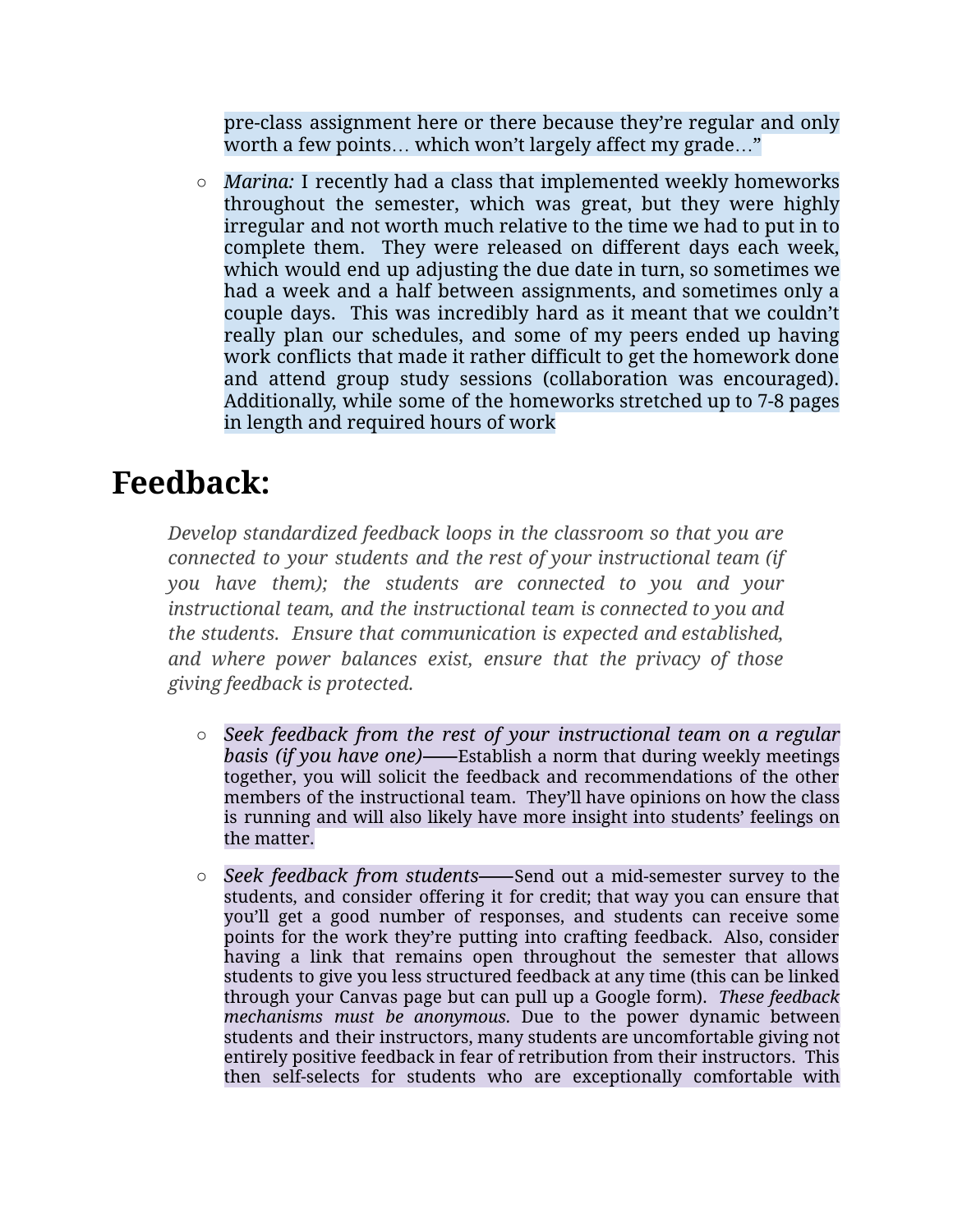pre-class assignment here or there because they're regular and only worth a few points… which won't largely affect my grade…"

- *Marina:* I recently had a class that implemented weekly homeworks throughout the semester, which was great, but they were highly irregular and not worth much relative to the time we had to put in to complete them. They were released on different days each week, which would end up adjusting the due date in turn, so sometimes we had a week and a half between assignments, and sometimes only a couple days. This was incredibly hard as it meant that we couldn't really plan our schedules, and some of my peers ended up having work conflicts that made it rather difficult to get the homework done and attend group study sessions (collaboration was encouraged). Additionally, while some of the homeworks stretched up to 7-8 pages in length and required hours of work

# Feedback:

*Develop standardized feedback loops in the classroom so that you are connected to your students and the rest of your instructional team (if you have them); the students are connected to you and your instructional team, and the instructional team is connected to you and the students. Ensure that communication is expected and established, and where power balances exist, ensure that the privacy of those giving feedback is protected.*

- *Seek feedback from the rest of your instructional team on a regular basis (if you have one)*——Establish a norm that during weekly meetings together, you will solicit the feedback and recommendations of the other members of the instructional team. They'll have opinions on how the class is running and will also likely have more insight into students' feelings on the matter.

- *Seek feedback from students*——Send out a mid-semester survey to the students, and consider offering it for credit; that way you can ensure that you'll get a good number of responses, and students can receive some points for the work they're putting into crafting feedback. Also, consider having a link that remains open throughout the semester that allows students to give you less structured feedback at any time (this can be linked through your Canvas page but can pull up a Google form). *These feedback mechanisms must be anonymous.* Due to the power dynamic between students and their instructors, many students are uncomfortable giving not entirely positive feedback in fear of retribution from their instructors. This then self-selects for students who are exceptionally comfortable with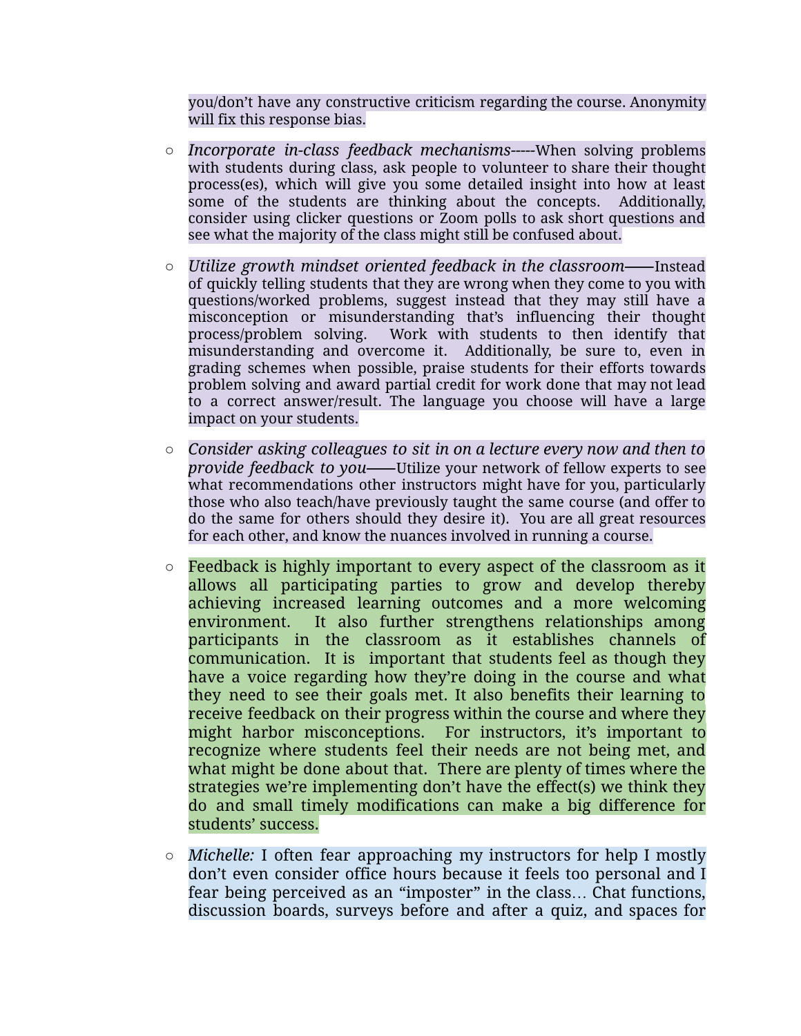you/don't have any constructive criticism regarding the course. Anonymity will fix this response bias.

- *Incorporate in-class feedback mechanisms*-----When solving problems with students during class, ask people to volunteer to share their thought process(es), which will give you some detailed insight into how at least some of the students are thinking about the concepts. Additionally, consider using clicker questions or Zoom polls to ask short questions and see what the majority of the class might still be confused about.

- *Utilize growth mindset oriented feedback in the classroom*——Instead of quickly telling students that they are wrong when they come to you with questions/worked problems, suggest instead that they may still have a misconception or misunderstanding that's influencing their thought process/problem solving. Work with students to then identify that misunderstanding and overcome it. Additionally, be sure to, even in grading schemes when possible, praise students for their efforts towards problem solving and award partial credit for work done that may not lead to a correct answer/result. The language you choose will have a large impact on your students.

- *Consider asking colleagues to sit in on a lecture every now and then to provide feedback to you*——Utilize your network of fellow experts to see what recommendations other instructors might have for you, particularly those who also teach/have previously taught the same course (and offer to do the same for others should they desire it). You are all great resources for each other, and know the nuances involved in running a course.

- Feedback is highly important to every aspect of the classroom as it allows all participating parties to grow and develop thereby achieving increased learning outcomes and a more welcoming environment. It also further strengthens relationships among participants in the classroom as it establishes channels of communication. It is important that students feel as though they have a voice regarding how they're doing in the course and what they need to see their goals met. It also benefits their learning to receive feedback on their progress within the course and where they might harbor misconceptions. For instructors, it's important to recognize where students feel their needs are not being met, and what might be done about that. There are plenty of times where the strategies we're implementing don't have the effect(s) we think they do and small timely modifications can make a big difference for students' success.

- *Michelle:* I often fear approaching my instructors for help I mostly don't even consider office hours because it feels too personal and I fear being perceived as an "imposter" in the class… Chat functions, discussion boards, surveys before and after a quiz, and spaces for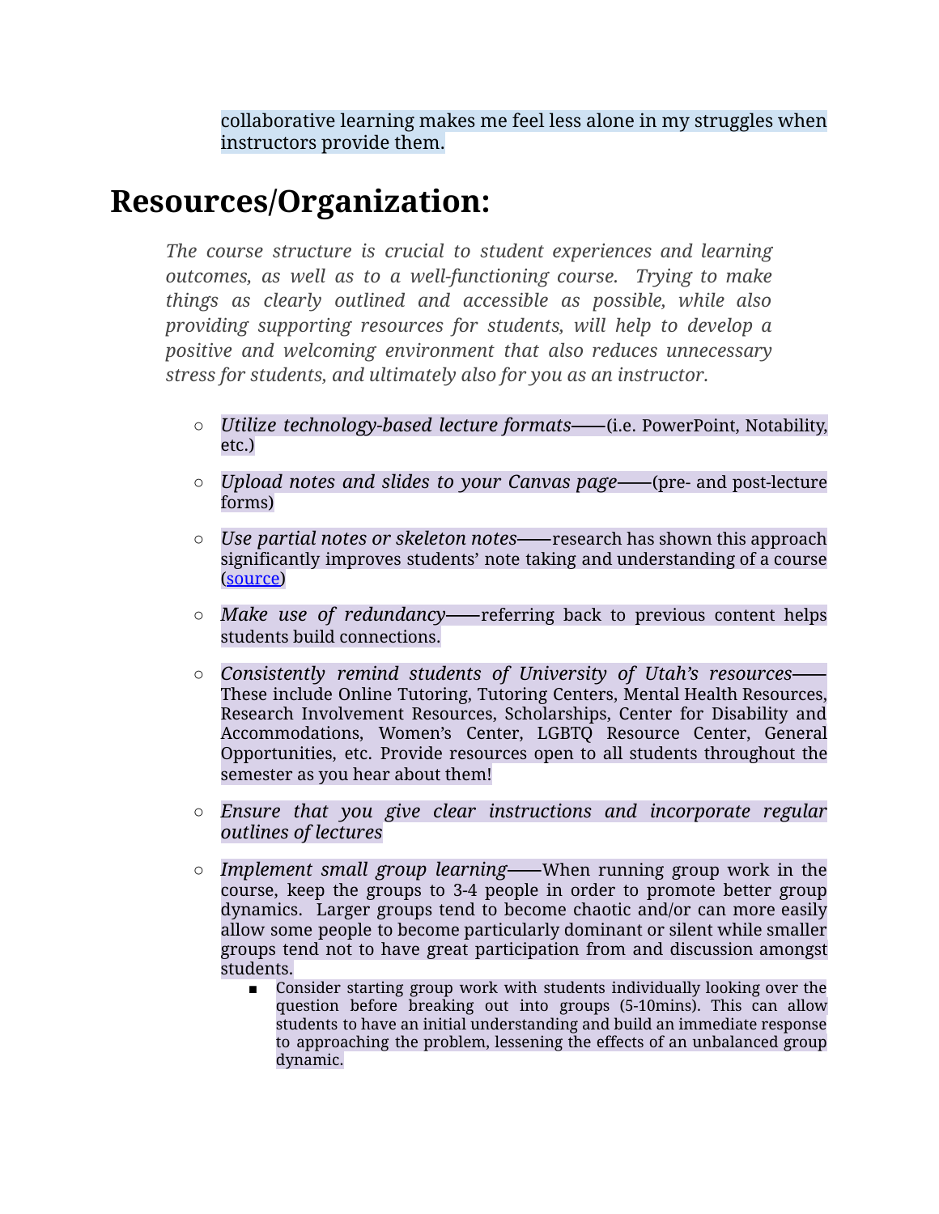collaborative learning makes me feel less alone in my struggles when instructors provide them.

# Resources/Organization:

*The course structure is crucial to student experiences and learning outcomes, as well as to a well-functioning course. Trying to make things as clearly outlined and accessible as possible, while also providing supporting resources for students, will help to develop a positive and welcoming environment that also reduces unnecessary stress for students, and ultimately also for you as an instructor.*

- *Utilize technology-based lecture formats*——(i.e. PowerPoint, Notability, etc.)
- *Upload notes and slides to your Canvas page*——(pre- and post-lecture forms)
- *Use partial notes or skeleton notes*——research has shown this approach significantly improves students' note taking and understanding of a course (source)
- *Make use of redundancy*——referring back to previous content helps students build connections.
- *Consistently remind students of University of Utah's resources*—— These include Online Tutoring, Tutoring Centers, Mental Health Resources, Research Involvement Resources, Scholarships, Center for Disability and Accommodations, Women's Center, LGBTQ Resource Center, General Opportunities, etc. Provide resources open to all students throughout the semester as you hear about them!
- *Ensure that you give clear instructions and incorporate regular outlines of lectures*
- *Implement small group learning*——When running group work in the course, keep the groups to 3-4 people in order to promote better group dynamics. Larger groups tend to become chaotic and/or can more easily allow some people to become particularly dominant or silent while smaller groups tend not to have great participation from and discussion amongst students.
  - Consider starting group work with students individually looking over the question before breaking out into groups (5-10mins). This can allow students to have an initial understanding and build an immediate response to approaching the problem, lessening the effects of an unbalanced group dynamic.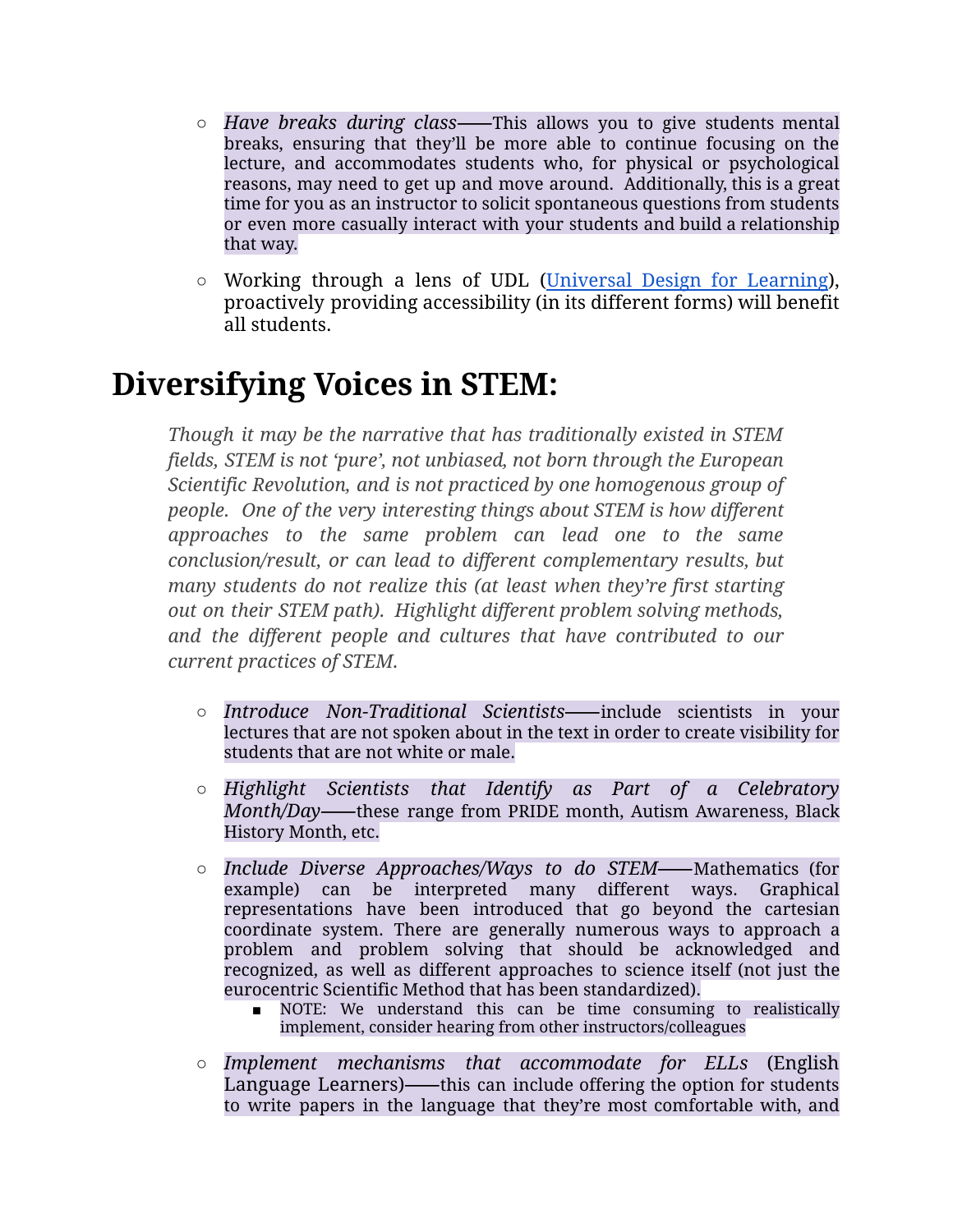- *Have breaks during class*——This allows you to give students mental breaks, ensuring that they'll be more able to continue focusing on the lecture, and accommodates students who, for physical or psychological reasons, may need to get up and move around. Additionally, this is a great time for you as an instructor to solicit spontaneous questions from students or even more casually interact with your students and build a relationship that way.
- Working through a lens of UDL ([Universal Design for Learning]()), proactively providing accessibility (in its different forms) will benefit all students.

# Diversifying Voices in STEM:

*Though it may be the narrative that has traditionally existed in STEM fields, STEM is not 'pure', not unbiased, not born through the European Scientific Revolution, and is not practiced by one homogenous group of people. One of the very interesting things about STEM is how different approaches to the same problem can lead one to the same conclusion/result, or can lead to different complementary results, but many students do not realize this (at least when they're first starting out on their STEM path). Highlight different problem solving methods, and the different people and cultures that have contributed to our current practices of STEM.*

- *Introduce Non-Traditional Scientists*——include scientists in your lectures that are not spoken about in the text in order to create visibility for students that are not white or male.
- *Highlight Scientists that Identify as Part of a Celebratory Month/Day*——these range from PRIDE month, Autism Awareness, Black History Month, etc.
- *Include Diverse Approaches/Ways to do STEM*——Mathematics (for example) can be interpreted many different ways. Graphical representations have been introduced that go beyond the cartesian coordinate system. There are generally numerous ways to approach a problem and problem solving that should be acknowledged and recognized, as well as different approaches to science itself (not just the eurocentric Scientific Method that has been standardized).
  - NOTE: We understand this can be time consuming to realistically implement, consider hearing from other instructors/colleagues
- *Implement mechanisms that accommodate for ELLs* (English Language Learners)——this can include offering the option for students to write papers in the language that they're most comfortable with, and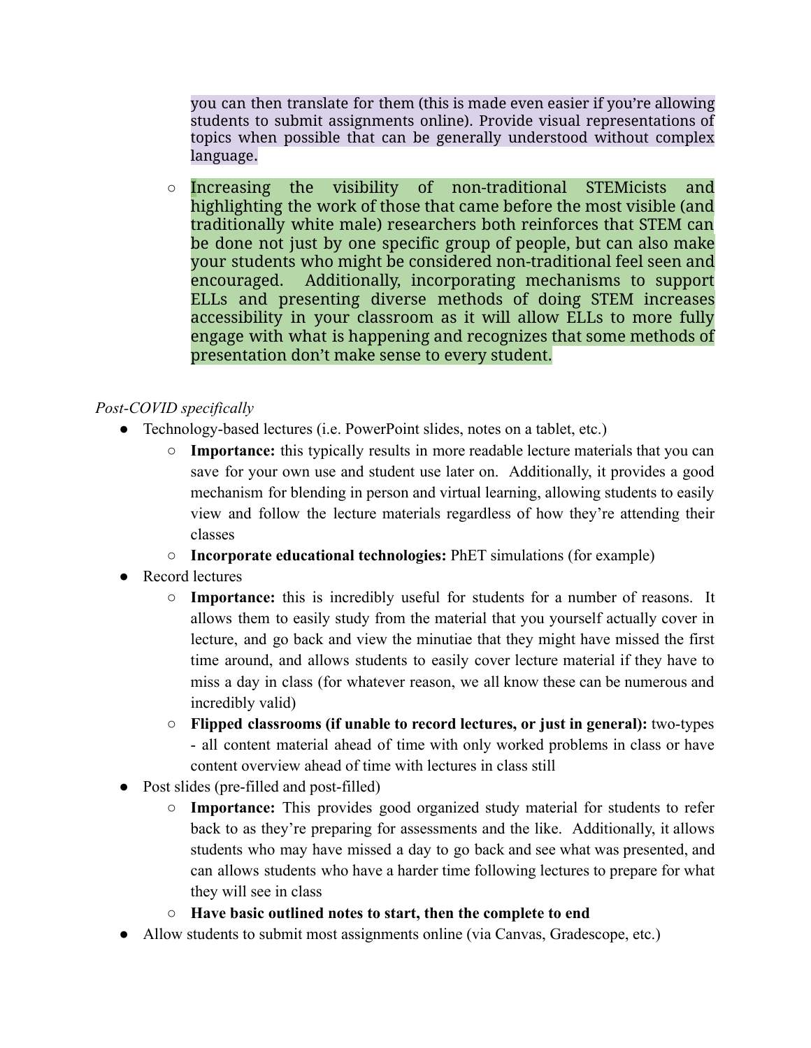you can then translate for them (this is made even easier if you're allowing students to submit assignments online). Provide visual representations of topics when possible that can be generally understood without complex language.

  - Increasing the visibility of non-traditional STEMicists and highlighting the work of those that came before the most visible (and traditionally white male) researchers both reinforces that STEM can be done not just by one specific group of people, but can also make your students who might be considered non-traditional feel seen and encouraged. Additionally, incorporating mechanisms to support ELLs and presenting diverse methods of doing STEM increases accessibility in your classroom as it will allow ELLs to more fully engage with what is happening and recognizes that some methods of presentation don't make sense to every student.

*Post-COVID specifically*

- Technology-based lectures (i.e. PowerPoint slides, notes on a tablet, etc.)
  - **Importance:** this typically results in more readable lecture materials that you can save for your own use and student use later on. Additionally, it provides a good mechanism for blending in person and virtual learning, allowing students to easily view and follow the lecture materials regardless of how they're attending their classes
  - **Incorporate educational technologies:** PhET simulations (for example)
- Record lectures
  - **Importance:** this is incredibly useful for students for a number of reasons. It allows them to easily study from the material that you yourself actually cover in lecture, and go back and view the minutiae that they might have missed the first time around, and allows students to easily cover lecture material if they have to miss a day in class (for whatever reason, we all know these can be numerous and incredibly valid)
  - **Flipped classrooms (if unable to record lectures, or just in general):** two-types - all content material ahead of time with only worked problems in class or have content overview ahead of time with lectures in class still
- Post slides (pre-filled and post-filled)
  - **Importance:** This provides good organized study material for students to refer back to as they're preparing for assessments and the like. Additionally, it allows students who may have missed a day to go back and see what was presented, and can allows students who have a harder time following lectures to prepare for what they will see in class
  - **Have basic outlined notes to start, then the complete to end**
- Allow students to submit most assignments online (via Canvas, Gradescope, etc.)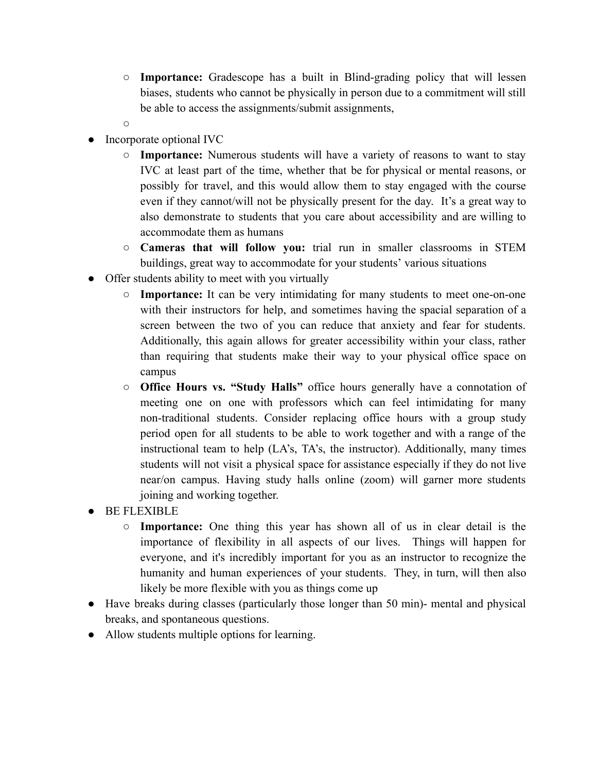- **Importance:** Gradescope has a built in Blind-grading policy that will lessen biases, students who cannot be physically in person due to a commitment will still be able to access the assignments/submit assignments,
    - 
- Incorporate optional IVC
    - **Importance:** Numerous students will have a variety of reasons to want to stay IVC at least part of the time, whether that be for physical or mental reasons, or possibly for travel, and this would allow them to stay engaged with the course even if they cannot/will not be physically present for the day. It's a great way to also demonstrate to students that you care about accessibility and are willing to accommodate them as humans
    - **Cameras that will follow you:** trial run in smaller classrooms in STEM buildings, great way to accommodate for your students' various situations
- Offer students ability to meet with you virtually
    - **Importance:** It can be very intimidating for many students to meet one-on-one with their instructors for help, and sometimes having the spacial separation of a screen between the two of you can reduce that anxiety and fear for students. Additionally, this again allows for greater accessibility within your class, rather than requiring that students make their way to your physical office space on campus
    - **Office Hours vs. "Study Halls"** office hours generally have a connotation of meeting one on one with professors which can feel intimidating for many non-traditional students. Consider replacing office hours with a group study period open for all students to be able to work together and with a range of the instructional team to help (LA's, TA's, the instructor). Additionally, many times students will not visit a physical space for assistance especially if they do not live near/on campus. Having study halls online (zoom) will garner more students joining and working together.
- BE FLEXIBLE
    - **Importance:** One thing this year has shown all of us in clear detail is the importance of flexibility in all aspects of our lives. Things will happen for everyone, and it's incredibly important for you as an instructor to recognize the humanity and human experiences of your students. They, in turn, will then also likely be more flexible with you as things come up
- Have breaks during classes (particularly those longer than 50 min)- mental and physical breaks, and spontaneous questions.
- Allow students multiple options for learning.